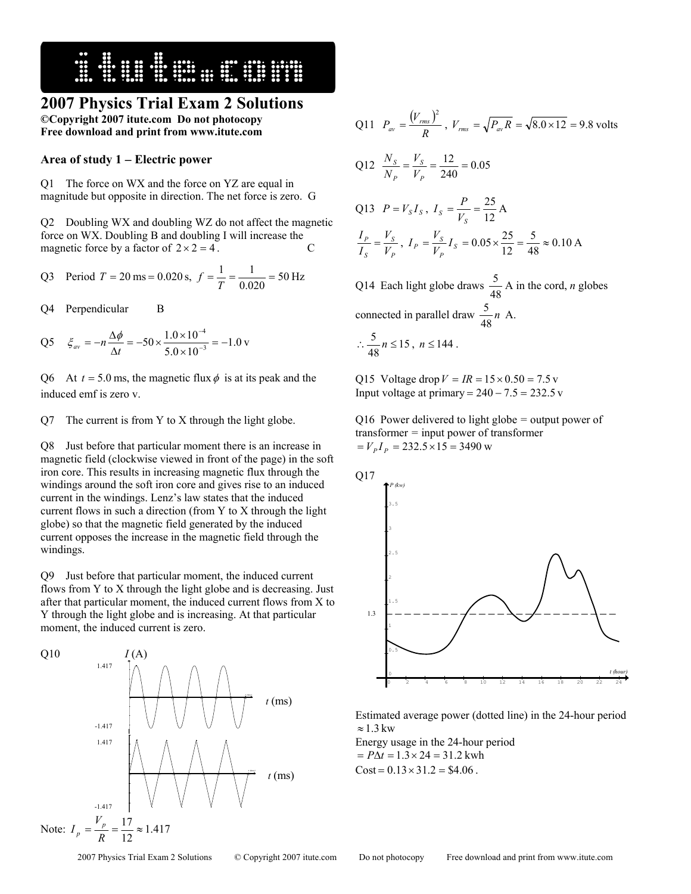# 2007 Physics Trial Exam 2 Solutions

**©Copyright 2007 itute.com Do not photocopy**
**Free download and print from www.itute.com**

### Area of study 1 – Electric power

Q1 The force on WX and the force on YZ are equal in magnitude but opposite in direction. The net force is zero. G

Q2 Doubling WX and doubling WZ do not affect the magnetic force on WX. Doubling B and doubling I will increase the magnetic force by a factor of $2 \times 2 = 4$. C

Q3 Period $T = 20\text{ ms} = 0.020\text{ s}$, $f = \frac{1}{T} = \frac{1}{0.020} = 50\text{ Hz}$

Q4 Perpendicular B

Q5 $\xi_{av} = -n\frac{\Delta\phi}{\Delta t} = -50 \times \frac{1.0 \times 10^{-4}}{5.0 \times 10^{-3}} = -1.0\text{ v}$

Q6 At $t = 5.0\text{ ms}$, the magnetic flux $\phi$ is at its peak and the induced emf is zero v.

Q7 The current is from Y to X through the light globe.

Q8 Just before that particular moment there is an increase in magnetic field (clockwise viewed in front of the page) in the soft iron core. This results in increasing magnetic flux through the windings around the soft iron core and gives rise to an induced current in the windings. Lenz's law states that the induced current flows in such a direction (from Y to X through the light globe) so that the magnetic field generated by the induced current opposes the increase in the magnetic field through the windings.

Q9 Just before that particular moment, the induced current flows from Y to X through the light globe and is decreasing. Just after that particular moment, the induced current flows from X to Y through the light globe and is increasing. At that particular moment, the induced current is zero.

Q10

I (A): 1.417, -1.417; t (ms)

1.417, -1.417; t (ms)

Note: $I_p = \frac{V_p}{R} = \frac{17}{12} \approx 1.417$

Q11 $P_{av} = \frac{(V_{rms})^2}{R}$, $V_{rms} = \sqrt{P_{av}R} = \sqrt{8.0 \times 12} = 9.8\text{ volts}$

Q12 $\frac{N_S}{N_P} = \frac{V_S}{V_P} = \frac{12}{240} = 0.05$

Q13 $P = V_S I_S$, $I_S = \frac{P}{V_S} = \frac{25}{12}\text{ A}$

$\frac{I_P}{I_S} = \frac{V_S}{V_P}$, $I_P = \frac{V_S}{V_P} I_S = 0.05 \times \frac{25}{12} = \frac{5}{48} \approx 0.10\text{ A}$

Q14 Each light globe draws $\frac{5}{48}$ A in the cord, $n$ globes connected in parallel draw $\frac{5}{48}n$ A.

$\therefore \frac{5}{48}n \le 15$, $n \le 144$.

Q15 Voltage drop $V = IR = 15 \times 0.50 = 7.5\text{ v}$
Input voltage at primary $= 240 - 7.5 = 232.5\text{ v}$

Q16 Power delivered to light globe = output power of transformer = input power of transformer
$= V_P I_P = 232.5 \times 15 = 3490\text{ w}$

Q17

P (kw); t (hour); 1.3

Estimated average power (dotted line) in the 24-hour period $\approx 1.3\text{ kw}$
Energy usage in the 24-hour period $= P\Delta t = 1.3 \times 24 = 31.2\text{ kwh}$
$\text{Cost} = 0.13 \times 31.2 = \$4.06$.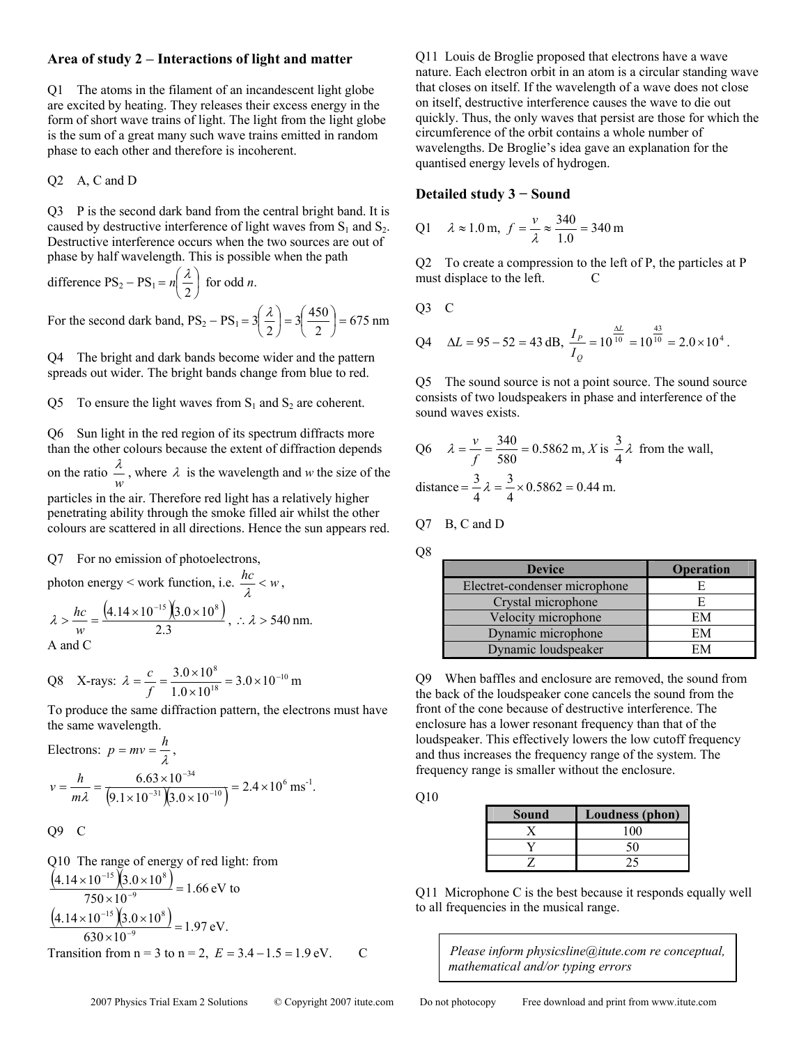## Area of study 2 – Interactions of light and matter

Q1 The atoms in the filament of an incandescent light globe are excited by heating. They releases their excess energy in the form of short wave trains of light. The light from the light globe is the sum of a great many such wave trains emitted in random phase to each other and therefore is incoherent.

Q2 A, C and D

Q3 P is the second dark band from the central bright band. It is caused by destructive interference of light waves from $S_1$ and $S_2$. Destructive interference occurs when the two sources are out of phase by half wavelength. This is possible when the path difference $PS_2 - PS_1 = n\left(\frac{\lambda}{2}\right)$ for odd $n$.

For the second dark band, $PS_2 - PS_1 = 3\left(\frac{\lambda}{2}\right) = 3\left(\frac{450}{2}\right) = 675$ nm

Q4 The bright and dark bands become wider and the pattern spreads out wider. The bright bands change from blue to red.

Q5 To ensure the light waves from $S_1$ and $S_2$ are coherent.

Q6 Sun light in the red region of its spectrum diffracts more than the other colours because the extent of diffraction depends on the ratio $\frac{\lambda}{w}$, where $\lambda$ is the wavelength and $w$ the size of the particles in the air. Therefore red light has a relatively higher penetrating ability through the smoke filled air whilst the other colours are scattered in all directions. Hence the sun appears red.

Q7 For no emission of photoelectrons,

photon energy < work function, i.e. $\frac{hc}{\lambda} < w$,

$\lambda > \frac{hc}{w} = \frac{\left(4.14\times10^{-15}\right)\left(3.0\times10^{8}\right)}{2.3}$, $\therefore \lambda > 540$ nm.

A and C

Q8 X-rays: $\lambda = \frac{c}{f} = \frac{3.0\times10^{8}}{1.0\times10^{18}} = 3.0\times10^{-10}$ m

To produce the same diffraction pattern, the electrons must have the same wavelength.

Electrons: $p = mv = \frac{h}{\lambda}$,

$v = \frac{h}{m\lambda} = \frac{6.63\times10^{-34}}{\left(9.1\times10^{-31}\right)\left(3.0\times10^{-10}\right)} = 2.4\times10^{6}$ ms$^{-1}$.

Q9 C

Q10 The range of energy of red light: from $\frac{\left(4.14\times10^{-15}\right)\left(3.0\times10^{8}\right)}{750\times10^{-9}} = 1.66$ eV to $\frac{\left(4.14\times10^{-15}\right)\left(3.0\times10^{8}\right)}{630\times10^{-9}} = 1.97$ eV.

Transition from n = 3 to n = 2, $E = 3.4 - 1.5 = 1.9$ eV. C

Q11 Louis de Broglie proposed that electrons have a wave nature. Each electron orbit in an atom is a circular standing wave that closes on itself. If the wavelength of a wave does not close on itself, destructive interference causes the wave to die out quickly. Thus, the only waves that persist are those for which the circumference of the orbit contains a whole number of wavelengths. De Broglie's idea gave an explanation for the quantised energy levels of hydrogen.

## Detailed study 3 − Sound

Q1 $\lambda \approx 1.0$ m, $f = \frac{v}{\lambda} \approx \frac{340}{1.0} = 340$ m

Q2 To create a compression to the left of P, the particles at P must displace to the left. C

Q3 C

Q4 $\Delta L = 95 - 52 = 43$ dB, $\frac{I_P}{I_Q} = 10^{\frac{\Delta L}{10}} = 10^{\frac{43}{10}} = 2.0\times10^{4}$.

Q5 The sound source is not a point source. The sound source consists of two loudspeakers in phase and interference of the sound waves exists.

Q6 $\lambda = \frac{v}{f} = \frac{340}{580} = 0.5862$ m, $X$ is $\frac{3}{4}\lambda$ from the wall,

distance $= \frac{3}{4}\lambda = \frac{3}{4}\times 0.5862 = 0.44$ m.

Q7 B, C and D

Q8

| Device | Operation |
|---|---|
| Electret-condenser microphone | E |
| Crystal microphone | E |
| Velocity microphone | EM |
| Dynamic microphone | EM |
| Dynamic loudspeaker | EM |

Q9 When baffles and enclosure are removed, the sound from the back of the loudspeaker cone cancels the sound from the front of the cone because of destructive interference. The enclosure has a lower resonant frequency than that of the loudspeaker. This effectively lowers the low cutoff frequency and thus increases the frequency range of the system. The frequency range is smaller without the enclosure.

Q10

| Sound | Loudness (phon) |
|---|---|
| X | 100 |
| Y | 50 |
| Z | 25 |

Q11 Microphone C is the best because it responds equally well to all frequencies in the musical range.

*Please inform physicsline@itute.com re conceptual, mathematical and/or typing errors*